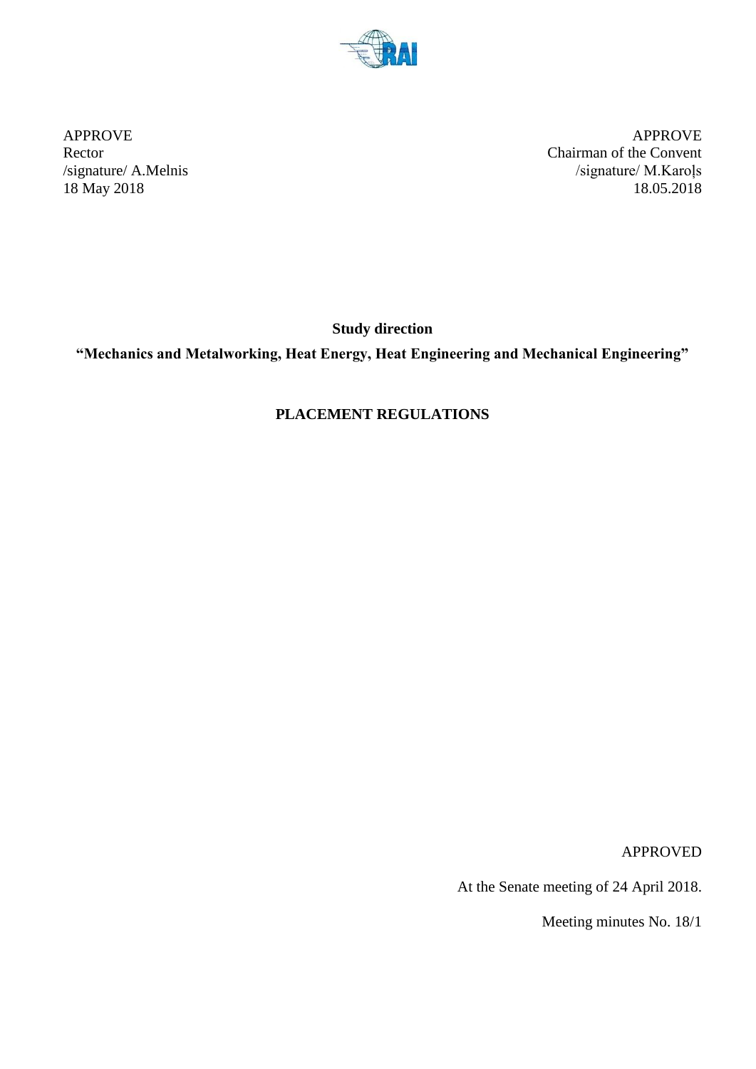APPROVE
Rector
/signature/ A.Melnis
18 May 2018

APPROVE
Chairman of the Convent
/signature/ M.Karoļs
18.05.2018

**Study direction**

**"Mechanics and Metalworking, Heat Energy, Heat Engineering and Mechanical Engineering"**

# PLACEMENT REGULATIONS

APPROVED

At the Senate meeting of 24 April 2018.

Meeting minutes No. 18/1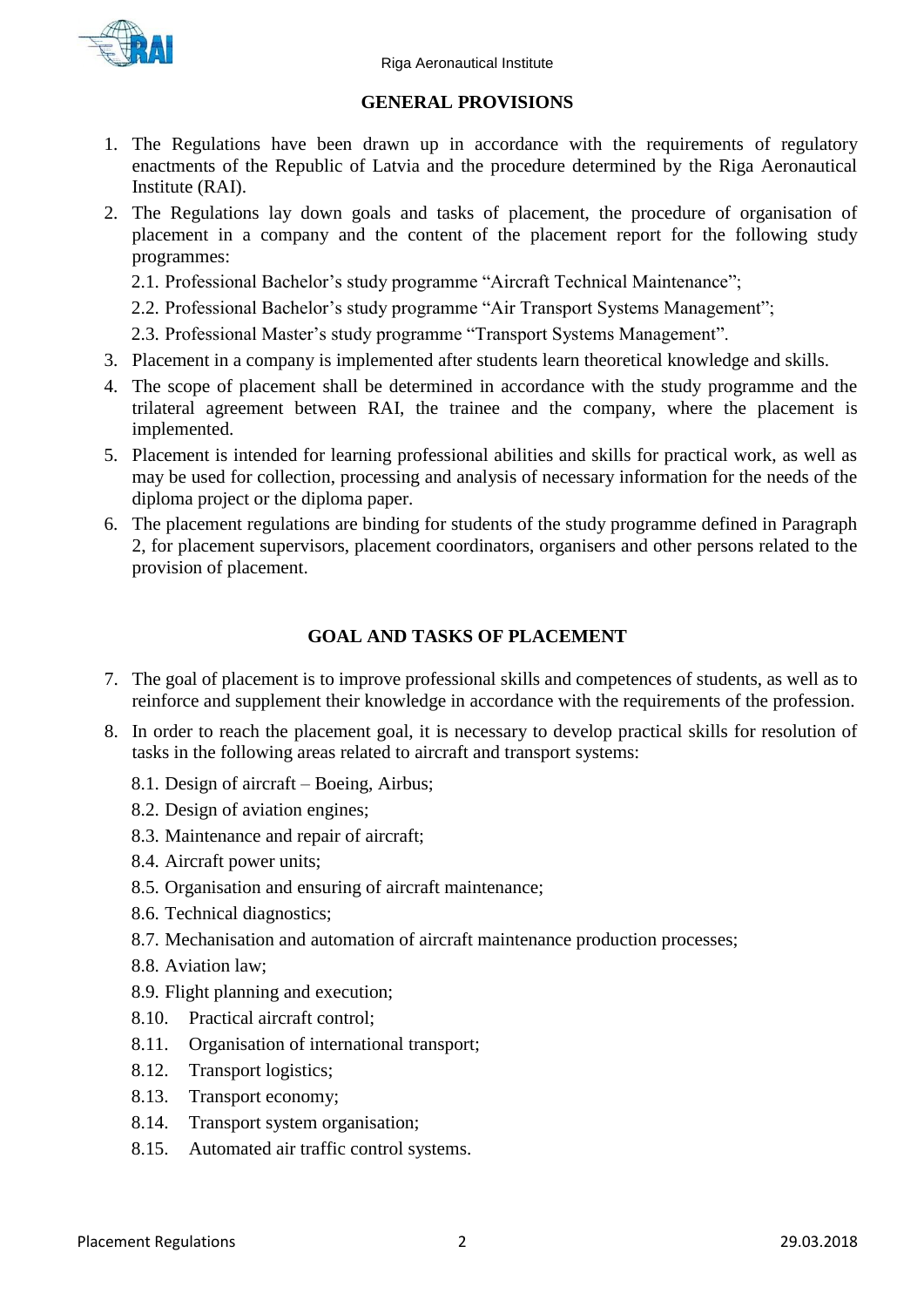## GENERAL PROVISIONS

1. The Regulations have been drawn up in accordance with the requirements of regulatory enactments of the Republic of Latvia and the procedure determined by the Riga Aeronautical Institute (RAI).
2. The Regulations lay down goals and tasks of placement, the procedure of organisation of placement in a company and the content of the placement report for the following study programmes:
   2.1. Professional Bachelor's study programme "Aircraft Technical Maintenance";
   2.2. Professional Bachelor's study programme "Air Transport Systems Management";
   2.3. Professional Master's study programme "Transport Systems Management".
3. Placement in a company is implemented after students learn theoretical knowledge and skills.
4. The scope of placement shall be determined in accordance with the study programme and the trilateral agreement between RAI, the trainee and the company, where the placement is implemented.
5. Placement is intended for learning professional abilities and skills for practical work, as well as may be used for collection, processing and analysis of necessary information for the needs of the diploma project or the diploma paper.
6. The placement regulations are binding for students of the study programme defined in Paragraph 2, for placement supervisors, placement coordinators, organisers and other persons related to the provision of placement.

## GOAL AND TASKS OF PLACEMENT

7. The goal of placement is to improve professional skills and competences of students, as well as to reinforce and supplement their knowledge in accordance with the requirements of the profession.
8. In order to reach the placement goal, it is necessary to develop practical skills for resolution of tasks in the following areas related to aircraft and transport systems:
   8.1. Design of aircraft – Boeing, Airbus;
   8.2. Design of aviation engines;
   8.3. Maintenance and repair of aircraft;
   8.4. Aircraft power units;
   8.5. Organisation and ensuring of aircraft maintenance;
   8.6. Technical diagnostics;
   8.7. Mechanisation and automation of aircraft maintenance production processes;
   8.8. Aviation law;
   8.9. Flight planning and execution;
   8.10. Practical aircraft control;
   8.11. Organisation of international transport;
   8.12. Transport logistics;
   8.13. Transport economy;
   8.14. Transport system organisation;
   8.15. Automated air traffic control systems.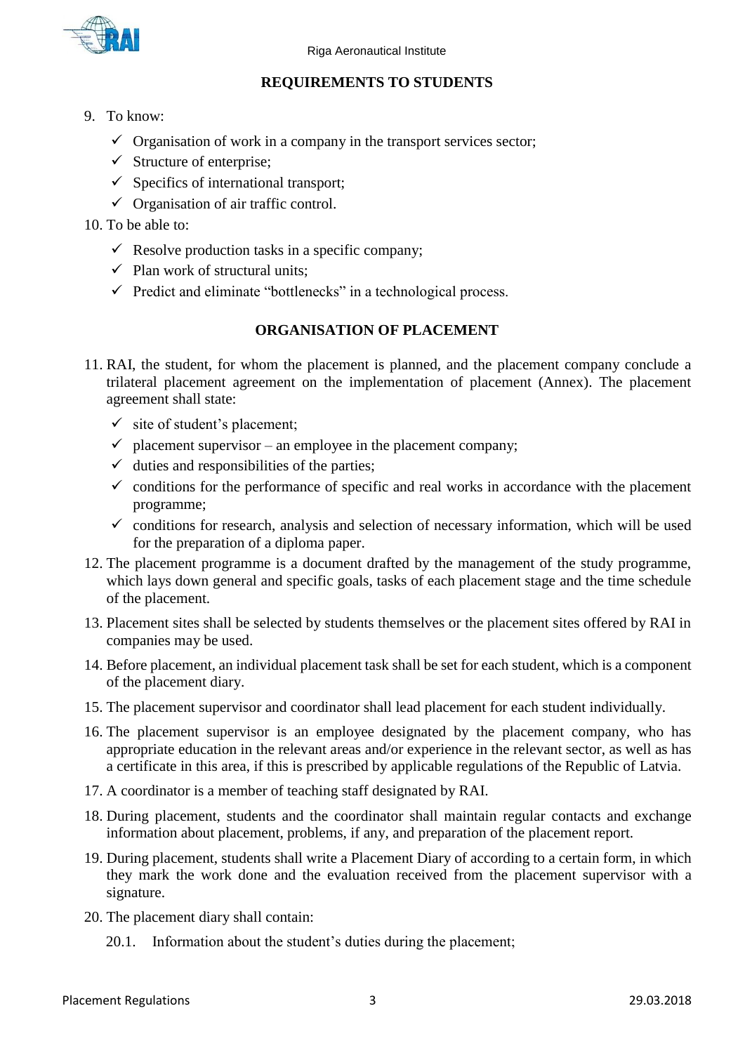## REQUIREMENTS TO STUDENTS

9. To know:
    - ✓ Organisation of work in a company in the transport services sector;
    - ✓ Structure of enterprise;
    - ✓ Specifics of international transport;
    - ✓ Organisation of air traffic control.
10. To be able to:
    - ✓ Resolve production tasks in a specific company;
    - ✓ Plan work of structural units;
    - ✓ Predict and eliminate "bottlenecks" in a technological process.

## ORGANISATION OF PLACEMENT

11. RAI, the student, for whom the placement is planned, and the placement company conclude a trilateral placement agreement on the implementation of placement (Annex). The placement agreement shall state:
    - ✓ site of student's placement;
    - ✓ placement supervisor – an employee in the placement company;
    - ✓ duties and responsibilities of the parties;
    - ✓ conditions for the performance of specific and real works in accordance with the placement programme;
    - ✓ conditions for research, analysis and selection of necessary information, which will be used for the preparation of a diploma paper.
12. The placement programme is a document drafted by the management of the study programme, which lays down general and specific goals, tasks of each placement stage and the time schedule of the placement.
13. Placement sites shall be selected by students themselves or the placement sites offered by RAI in companies may be used.
14. Before placement, an individual placement task shall be set for each student, which is a component of the placement diary.
15. The placement supervisor and coordinator shall lead placement for each student individually.
16. The placement supervisor is an employee designated by the placement company, who has appropriate education in the relevant areas and/or experience in the relevant sector, as well as has a certificate in this area, if this is prescribed by applicable regulations of the Republic of Latvia.
17. A coordinator is a member of teaching staff designated by RAI.
18. During placement, students and the coordinator shall maintain regular contacts and exchange information about placement, problems, if any, and preparation of the placement report.
19. During placement, students shall write a Placement Diary of according to a certain form, in which they mark the work done and the evaluation received from the placement supervisor with a signature.
20. The placement diary shall contain:

    20.1. Information about the student's duties during the placement;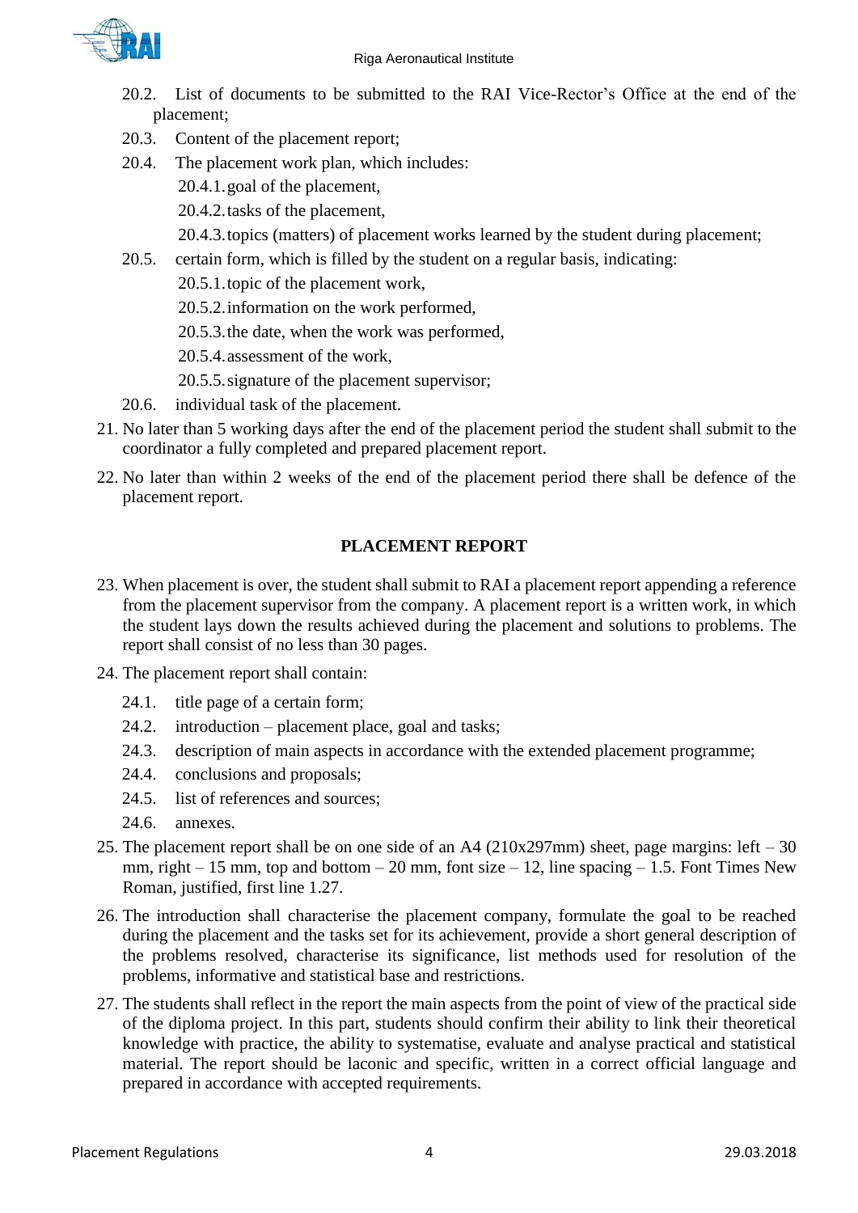20.2. List of documents to be submitted to the RAI Vice-Rector's Office at the end of the placement;

20.3. Content of the placement report;

20.4. The placement work plan, which includes:

20.4.1. goal of the placement,

20.4.2. tasks of the placement,

20.4.3. topics (matters) of placement works learned by the student during placement;

20.5. certain form, which is filled by the student on a regular basis, indicating:

20.5.1. topic of the placement work,

20.5.2. information on the work performed,

20.5.3. the date, when the work was performed,

20.5.4. assessment of the work,

20.5.5. signature of the placement supervisor;

20.6. individual task of the placement.

21. No later than 5 working days after the end of the placement period the student shall submit to the coordinator a fully completed and prepared placement report.

22. No later than within 2 weeks of the end of the placement period there shall be defence of the placement report.

## PLACEMENT REPORT

23. When placement is over, the student shall submit to RAI a placement report appending a reference from the placement supervisor from the company. A placement report is a written work, in which the student lays down the results achieved during the placement and solutions to problems. The report shall consist of no less than 30 pages.

24. The placement report shall contain:

24.1. title page of a certain form;

24.2. introduction – placement place, goal and tasks;

24.3. description of main aspects in accordance with the extended placement programme;

24.4. conclusions and proposals;

24.5. list of references and sources;

24.6. annexes.

25. The placement report shall be on one side of an A4 (210x297mm) sheet, page margins: left – 30 mm, right – 15 mm, top and bottom – 20 mm, font size – 12, line spacing – 1.5. Font Times New Roman, justified, first line 1.27.

26. The introduction shall characterise the placement company, formulate the goal to be reached during the placement and the tasks set for its achievement, provide a short general description of the problems resolved, characterise its significance, list methods used for resolution of the problems, informative and statistical base and restrictions.

27. The students shall reflect in the report the main aspects from the point of view of the practical side of the diploma project. In this part, students should confirm their ability to link their theoretical knowledge with practice, the ability to systematise, evaluate and analyse practical and statistical material. The report should be laconic and specific, written in a correct official language and prepared in accordance with accepted requirements.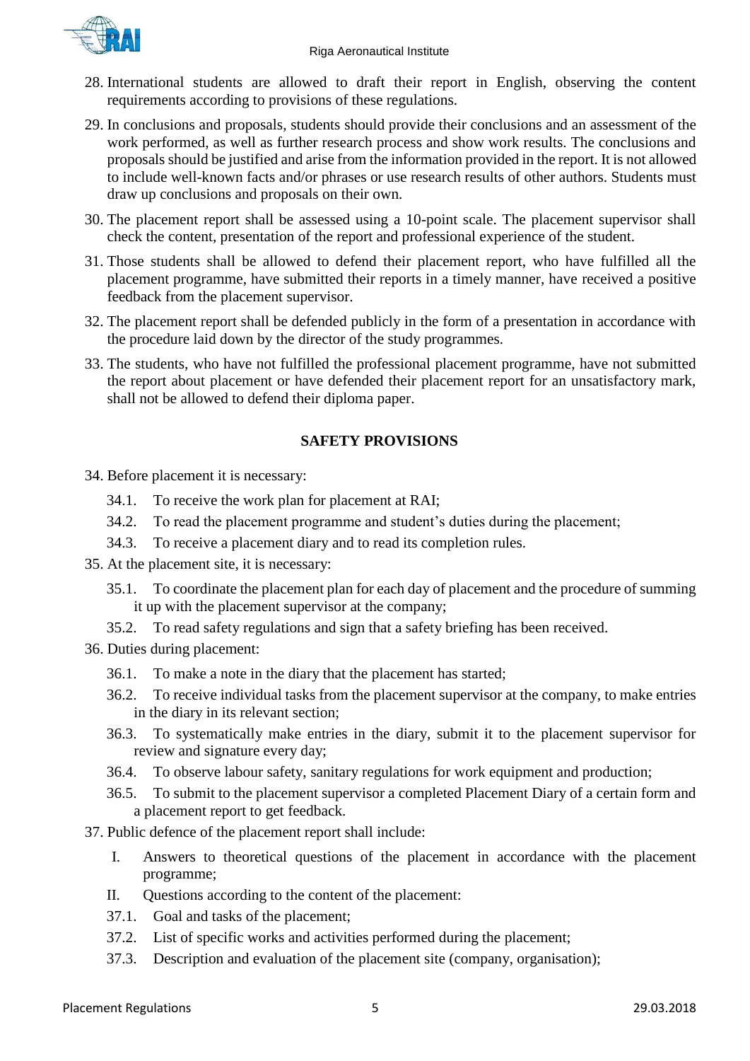28. International students are allowed to draft their report in English, observing the content requirements according to provisions of these regulations.

29. In conclusions and proposals, students should provide their conclusions and an assessment of the work performed, as well as further research process and show work results. The conclusions and proposals should be justified and arise from the information provided in the report. It is not allowed to include well-known facts and/or phrases or use research results of other authors. Students must draw up conclusions and proposals on their own.

30. The placement report shall be assessed using a 10-point scale. The placement supervisor shall check the content, presentation of the report and professional experience of the student.

31. Those students shall be allowed to defend their placement report, who have fulfilled all the placement programme, have submitted their reports in a timely manner, have received a positive feedback from the placement supervisor.

32. The placement report shall be defended publicly in the form of a presentation in accordance with the procedure laid down by the director of the study programmes.

33. The students, who have not fulfilled the professional placement programme, have not submitted the report about placement or have defended their placement report for an unsatisfactory mark, shall not be allowed to defend their diploma paper.

## SAFETY PROVISIONS

34. Before placement it is necessary:
    - 34.1. To receive the work plan for placement at RAI;
    - 34.2. To read the placement programme and student's duties during the placement;
    - 34.3. To receive a placement diary and to read its completion rules.
35. At the placement site, it is necessary:
    - 35.1. To coordinate the placement plan for each day of placement and the procedure of summing it up with the placement supervisor at the company;
    - 35.2. To read safety regulations and sign that a safety briefing has been received.
36. Duties during placement:
    - 36.1. To make a note in the diary that the placement has started;
    - 36.2. To receive individual tasks from the placement supervisor at the company, to make entries in the diary in its relevant section;
    - 36.3. To systematically make entries in the diary, submit it to the placement supervisor for review and signature every day;
    - 36.4. To observe labour safety, sanitary regulations for work equipment and production;
    - 36.5. To submit to the placement supervisor a completed Placement Diary of a certain form and a placement report to get feedback.
37. Public defence of the placement report shall include:
    - I. Answers to theoretical questions of the placement in accordance with the placement programme;
    - II. Questions according to the content of the placement:
    - 37.1. Goal and tasks of the placement;
    - 37.2. List of specific works and activities performed during the placement;
    - 37.3. Description and evaluation of the placement site (company, organisation);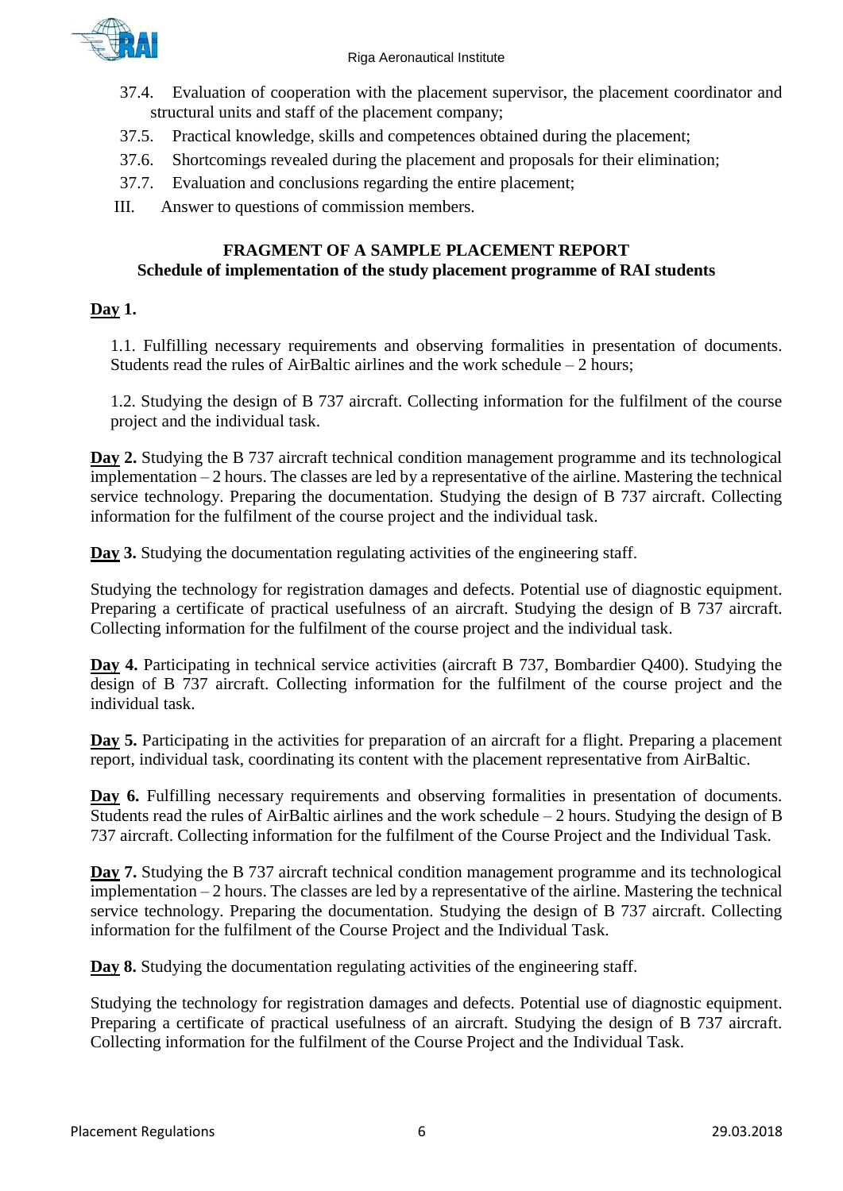37.4. Evaluation of cooperation with the placement supervisor, the placement coordinator and structural units and staff of the placement company;

37.5. Practical knowledge, skills and competences obtained during the placement;

37.6. Shortcomings revealed during the placement and proposals for their elimination;

37.7. Evaluation and conclusions regarding the entire placement;

III. Answer to questions of commission members.

## FRAGMENT OF A SAMPLE PLACEMENT REPORT
## Schedule of implementation of the study placement programme of RAI students

**Day 1.**

1.1. Fulfilling necessary requirements and observing formalities in presentation of documents. Students read the rules of AirBaltic airlines and the work schedule – 2 hours;

1.2. Studying the design of B 737 aircraft. Collecting information for the fulfilment of the course project and the individual task.

**Day 2.** Studying the B 737 aircraft technical condition management programme and its technological implementation – 2 hours. The classes are led by a representative of the airline. Mastering the technical service technology. Preparing the documentation. Studying the design of B 737 aircraft. Collecting information for the fulfilment of the course project and the individual task.

**Day 3.** Studying the documentation regulating activities of the engineering staff.

Studying the technology for registration damages and defects. Potential use of diagnostic equipment. Preparing a certificate of practical usefulness of an aircraft. Studying the design of B 737 aircraft. Collecting information for the fulfilment of the course project and the individual task.

**Day 4.** Participating in technical service activities (aircraft B 737, Bombardier Q400). Studying the design of B 737 aircraft. Collecting information for the fulfilment of the course project and the individual task.

**Day 5.** Participating in the activities for preparation of an aircraft for a flight. Preparing a placement report, individual task, coordinating its content with the placement representative from AirBaltic.

**Day 6.** Fulfilling necessary requirements and observing formalities in presentation of documents. Students read the rules of AirBaltic airlines and the work schedule – 2 hours. Studying the design of B 737 aircraft. Collecting information for the fulfilment of the Course Project and the Individual Task.

**Day 7.** Studying the B 737 aircraft technical condition management programme and its technological implementation – 2 hours. The classes are led by a representative of the airline. Mastering the technical service technology. Preparing the documentation. Studying the design of B 737 aircraft. Collecting information for the fulfilment of the Course Project and the Individual Task.

**Day 8.** Studying the documentation regulating activities of the engineering staff.

Studying the technology for registration damages and defects. Potential use of diagnostic equipment. Preparing a certificate of practical usefulness of an aircraft. Studying the design of B 737 aircraft. Collecting information for the fulfilment of the Course Project and the Individual Task.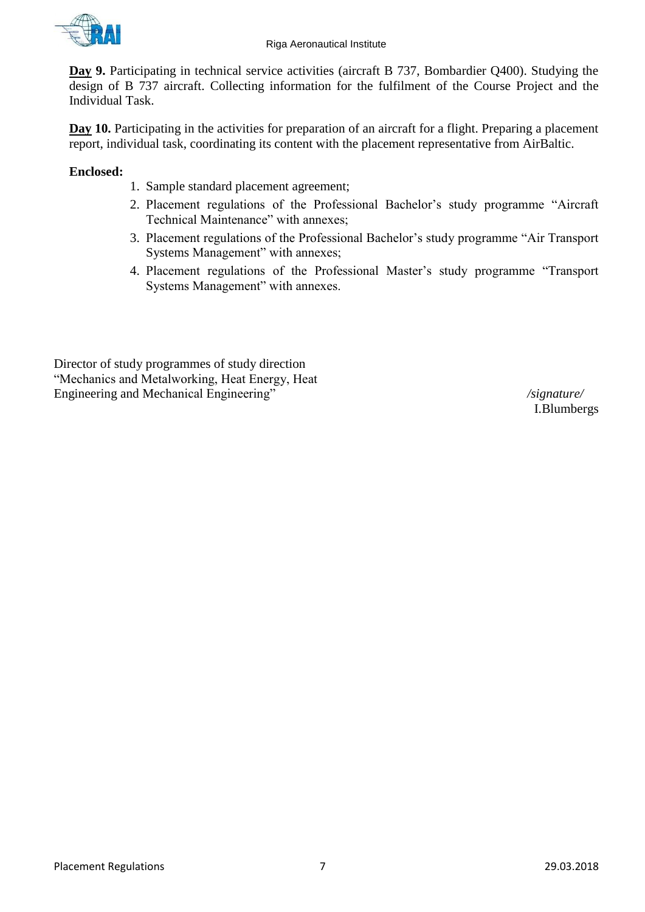**Day 9.** Participating in technical service activities (aircraft B 737, Bombardier Q400). Studying the design of B 737 aircraft. Collecting information for the fulfilment of the Course Project and the Individual Task.

**Day 10.** Participating in the activities for preparation of an aircraft for a flight. Preparing a placement report, individual task, coordinating its content with the placement representative from AirBaltic.

**Enclosed:**

1. Sample standard placement agreement;
2. Placement regulations of the Professional Bachelor's study programme "Aircraft Technical Maintenance" with annexes;
3. Placement regulations of the Professional Bachelor's study programme "Air Transport Systems Management" with annexes;
4. Placement regulations of the Professional Master's study programme "Transport Systems Management" with annexes.

Director of study programmes of study direction
"Mechanics and Metalworking, Heat Energy, Heat
Engineering and Mechanical Engineering" *\/signature/*
I.Blumbergs